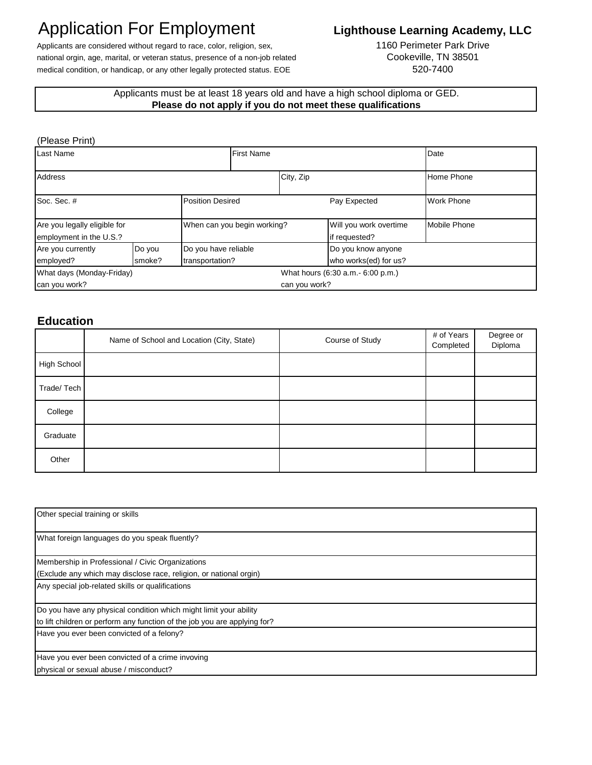# Application For Employment

Applicants are considered without regard to race, color, religion, sex, national orgin, age, marital, or veteran status, presence of a non-job related medical condition, or handicap, or any other legally protected status. EOE

**Lighthouse Learning Academy, LLC**
1160 Perimeter Park Drive
Cookeville, TN 38501
520-7400

Applicants must be at least 18 years old and have a high school diploma or GED.
**Please do not apply if you do not meet these qualifications**

(Please Print)

| Last Name | | First Name | | Date |
|---|---|---|---|---|
| Address | | City, Zip | | Home Phone |
| Soc. Sec. # | | Position Desired | Pay Expected | Work Phone |
| Are you legally eligible for employment in the U.S.? | | When can you begin working? | Will you work overtime if requested? | Mobile Phone |
| Are you currently employed? | Do you smoke? | Do you have reliable transportation? | Do you know anyone who works(ed) for us? | |
| What days (Monday-Friday) can you work? | | What hours (6:30 a.m.- 6:00 p.m.) can you work? | | |

## Education

| | Name of School and Location (City, State) | Course of Study | # of Years Completed | Degree or Diploma |
|---|---|---|---|---|
| High School | | | | |
| Trade/ Tech | | | | |
| College | | | | |
| Graduate | | | | |
| Other | | | | |

| |
|---|
| Other special training or skills |
| What foreign languages do you speak fluently? |
| Membership in Professional / Civic Organizations (Exclude any which may disclose race, religion, or national orgin) |
| Any special job-related skills or qualifications |
| Do you have any physical condition which might limit your ability to lift children or perform any function of the job you are applying for? |
| Have you ever been convicted of a felony? |
| Have you ever been convicted of a crime invoving physical or sexual abuse / misconduct? |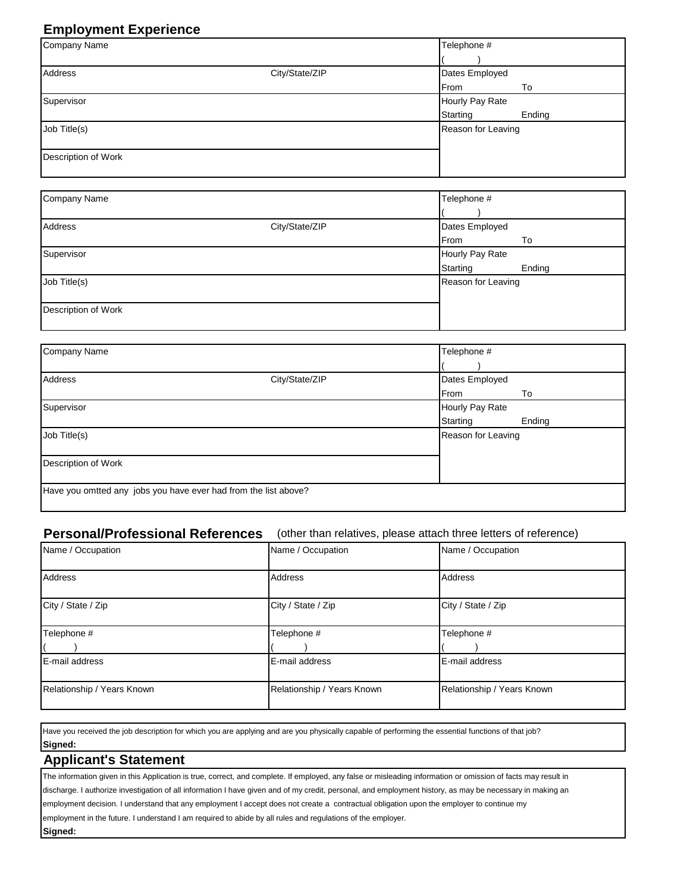## Employment Experience

| | | |
|---|---|---|
| Company Name | | Telephone # ( ) |
| Address | City/State/ZIP | Dates Employed From To |
| Supervisor | | Hourly Pay Rate Starting Ending |
| Job Title(s) | | Reason for Leaving |
| Description of Work | | |

| | | |
|---|---|---|
| Company Name | | Telephone # ( ) |
| Address | City/State/ZIP | Dates Employed From To |
| Supervisor | | Hourly Pay Rate Starting Ending |
| Job Title(s) | | Reason for Leaving |
| Description of Work | | |

| | | |
|---|---|---|
| Company Name | | Telephone # ( ) |
| Address | City/State/ZIP | Dates Employed From To |
| Supervisor | | Hourly Pay Rate Starting Ending |
| Job Title(s) | | Reason for Leaving |
| Description of Work | | |
| Have you omtted any jobs you have ever had from the list above? | | |

## Personal/Professional References (other than relatives, please attach three letters of reference)

| | | |
|---|---|---|
| Name / Occupation | Name / Occupation | Name / Occupation |
| Address | Address | Address |
| City / State / Zip | City / State / Zip | City / State / Zip |
| Telephone # ( ) | Telephone # ( ) | Telephone # ( ) |
| E-mail address | E-mail address | E-mail address |
| Relationship / Years Known | Relationship / Years Known | Relationship / Years Known |

Have you received the job description for which you are applying and are you physically capable of performing the essential functions of that job?

**Signed:**

## Applicant's Statement

The information given in this Application is true, correct, and complete. If employed, any false or misleading information or omission of facts may result in discharge. I authorize investigation of all information I have given and of my credit, personal, and employment history, as may be necessary in making an employment decision. I understand that any employment I accept does not create a contractual obligation upon the employer to continue my employment in the future. I understand I am required to abide by all rules and regulations of the employer.

**Signed:**